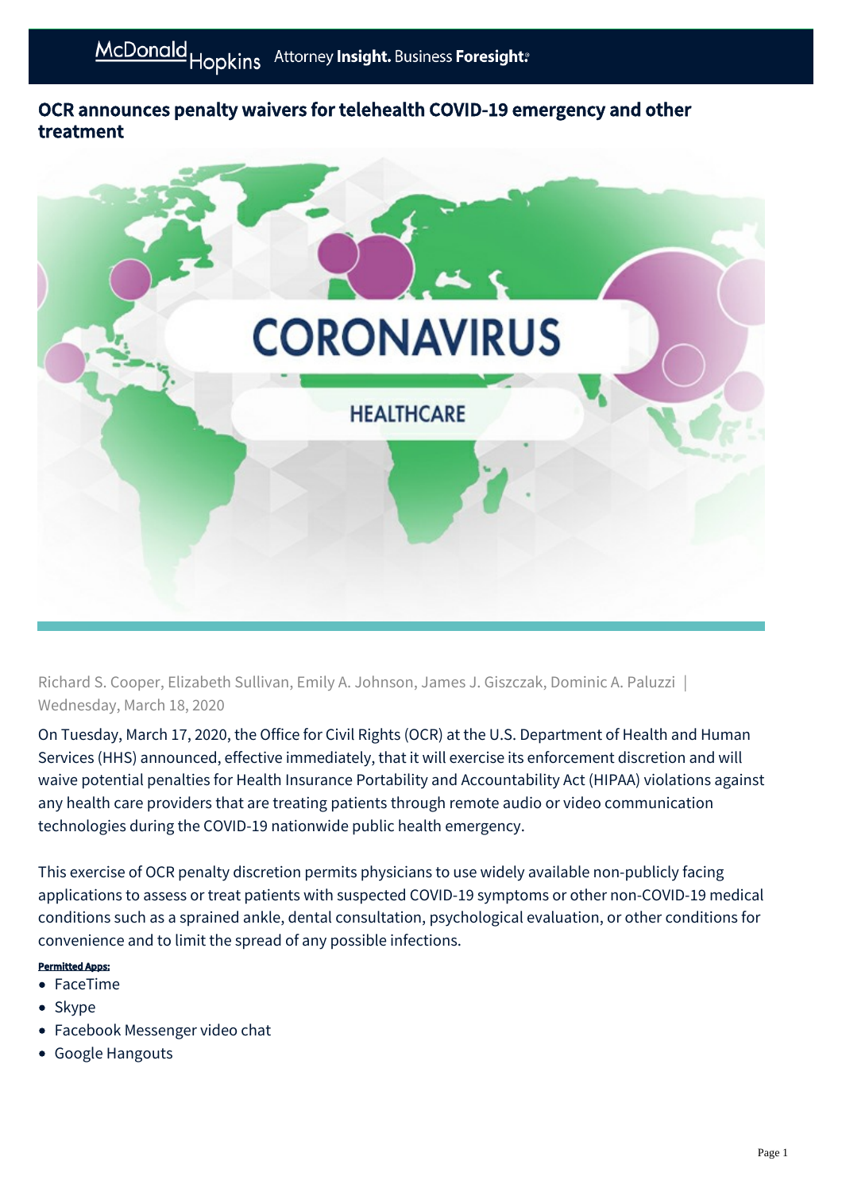# OCR announces penalty waivers for telehealth COVID-19 emergency and other treatment

Richard S. Cooper, Elizabeth Sullivan, Emily A. Johnson, James J. Giszczak, Dominic A. Paluzzi | Wednesday, March 18, 2020

On Tuesday, March 17, 2020, the Office for Civil Rights (OCR) at the U.S. Department of Health and Human Services (HHS) announced, effective immediately, that it will exercise its enforcement discretion and will waive potential penalties for Health Insurance Portability and Accountability Act (HIPAA) violations against any health care providers that are treating patients through remote audio or video communication technologies during the COVID-19 nationwide public health emergency.

This exercise of OCR penalty discretion permits physicians to use widely available non-publicly facing applications to assess or treat patients with suspected COVID-19 symptoms or other non-COVID-19 medical conditions such as a sprained ankle, dental consultation, psychological evaluation, or other conditions for convenience and to limit the spread of any possible infections.

**Permitted Apps:**

- FaceTime
- Skype
- Facebook Messenger video chat
- Google Hangouts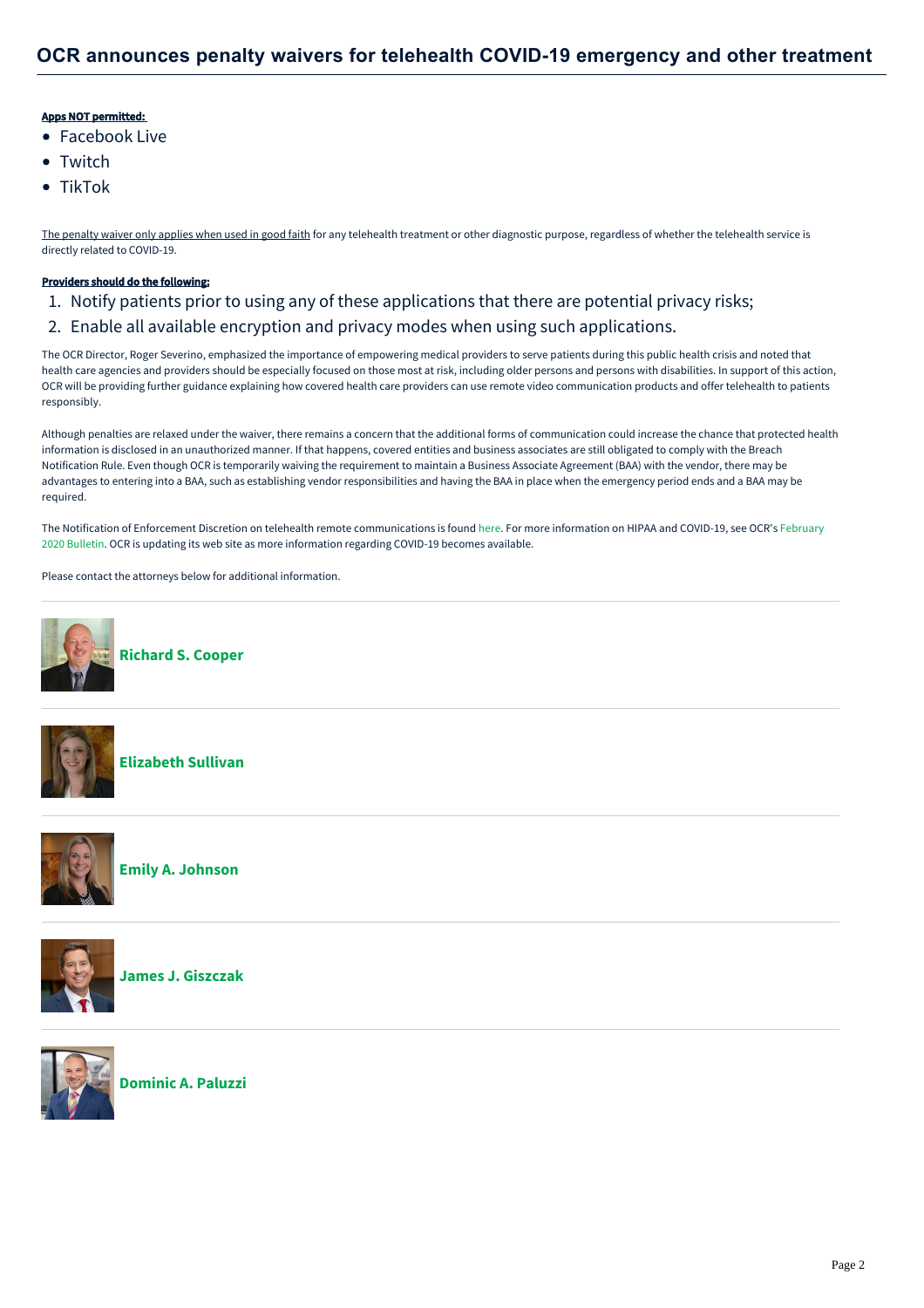**Apps NOT permitted:**

- Facebook Live
- Twitch
- TikTok

The penalty waiver only applies when used in good faith for any telehealth treatment or other diagnostic purpose, regardless of whether the telehealth service is directly related to COVID-19.

**Providers should do the following:**

1. Notify patients prior to using any of these applications that there are potential privacy risks;
2. Enable all available encryption and privacy modes when using such applications.

The OCR Director, Roger Severino, emphasized the importance of empowering medical providers to serve patients during this public health crisis and noted that health care agencies and providers should be especially focused on those most at risk, including older persons and persons with disabilities. In support of this action, OCR will be providing further guidance explaining how covered health care providers can use remote video communication products and offer telehealth to patients responsibly.

Although penalties are relaxed under the waiver, there remains a concern that the additional forms of communication could increase the chance that protected health information is disclosed in an unauthorized manner. If that happens, covered entities and business associates are still obligated to comply with the Breach Notification Rule. Even though OCR is temporarily waiving the requirement to maintain a Business Associate Agreement (BAA) with the vendor, there may be advantages to entering into a BAA, such as establishing vendor responsibilities and having the BAA in place when the emergency period ends and a BAA may be required.

The Notification of Enforcement Discretion on telehealth remote communications is found here. For more information on HIPAA and COVID-19, see OCR's February 2020 Bulletin. OCR is updating its web site as more information regarding COVID-19 becomes available.

Please contact the attorneys below for additional information.

**Richard S. Cooper**

**Elizabeth Sullivan**

**Emily A. Johnson**

**James J. Giszczak**

**Dominic A. Paluzzi**